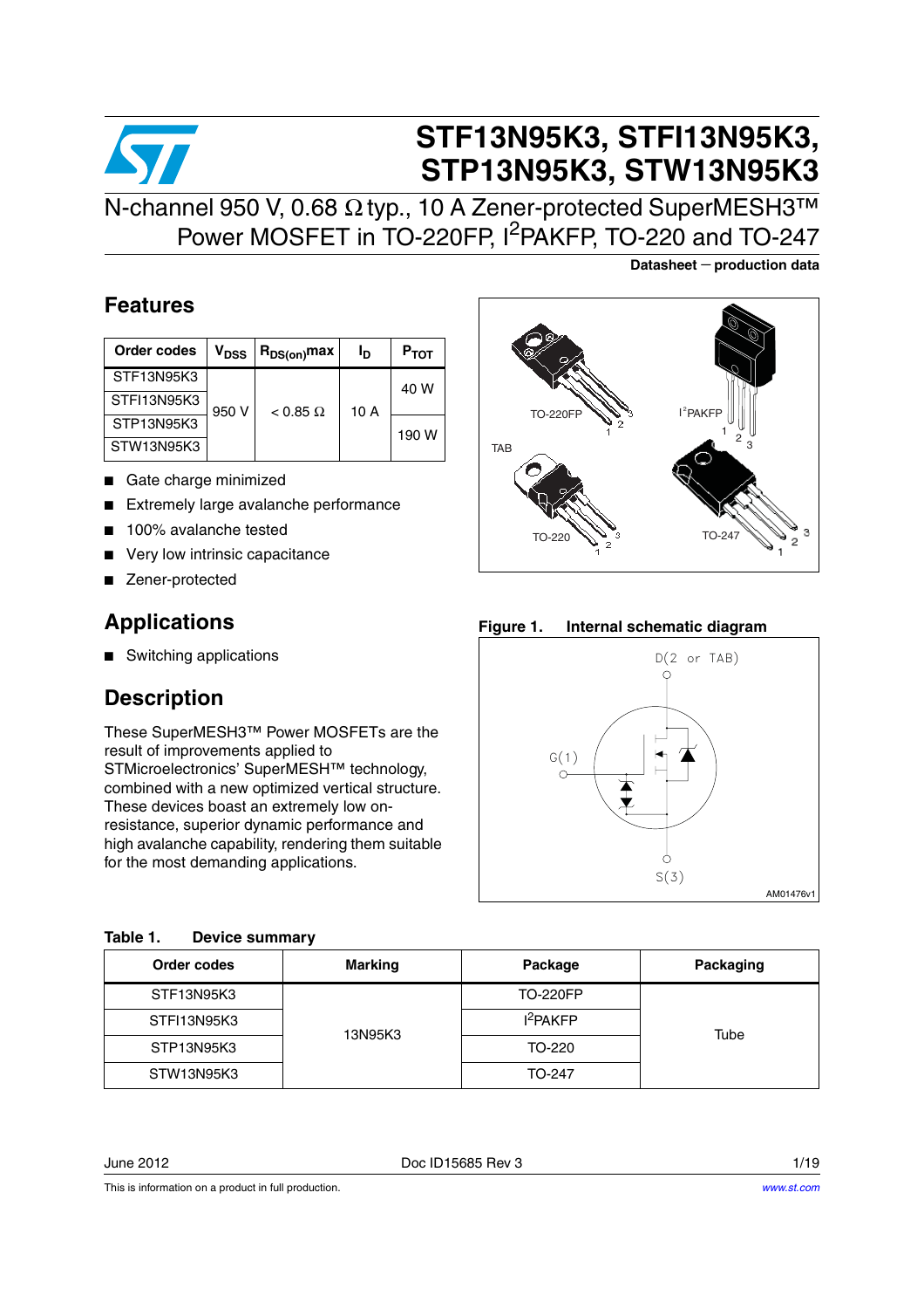# STF13N95K3, STFI13N95K3, STP13N95K3, STW13N95K3

## N-channel 950 V, 0.68 Ω typ., 10 A Zener-protected SuperMESH3™ Power MOSFET in TO-220FP, $I^2$PAKFP, TO-220 and TO-247

**Datasheet — production data**

## Features

| Order codes | $V_{DSS}$ | $R_{DS(on)}$max | $I_D$ | $P_{TOT}$ |
|---|---|---|---|---|
| STF13N95K3 | 950 V | < 0.85 Ω | 10 A | 40 W |
| STFI13N95K3 | | | | |
| STP13N95K3 | | | | 190 W |
| STW13N95K3 | | | | |

- Gate charge minimized
- Extremely large avalanche performance
- 100% avalanche tested
- Very low intrinsic capacitance
- Zener-protected

## Applications

- Switching applications

## Description

These SuperMESH3™ Power MOSFETs are the result of improvements applied to STMicroelectronics' SuperMESH™ technology, combined with a new optimized vertical structure. These devices boast an extremely low on-resistance, superior dynamic performance and high avalanche capability, rendering them suitable for the most demanding applications.

**Figure 1. Internal schematic diagram**

**Table 1. Device summary**

| Order codes | Marking | Package | Packaging |
|---|---|---|---|
| STF13N95K3 | 13N95K3 | TO-220FP | Tube |
| STFI13N95K3 | | $I^2$PAKFP | |
| STP13N95K3 | | TO-220 | |
| STW13N95K3 | | TO-247 | |

June 2012 Doc ID15685 Rev 3

This is information on a product in full production.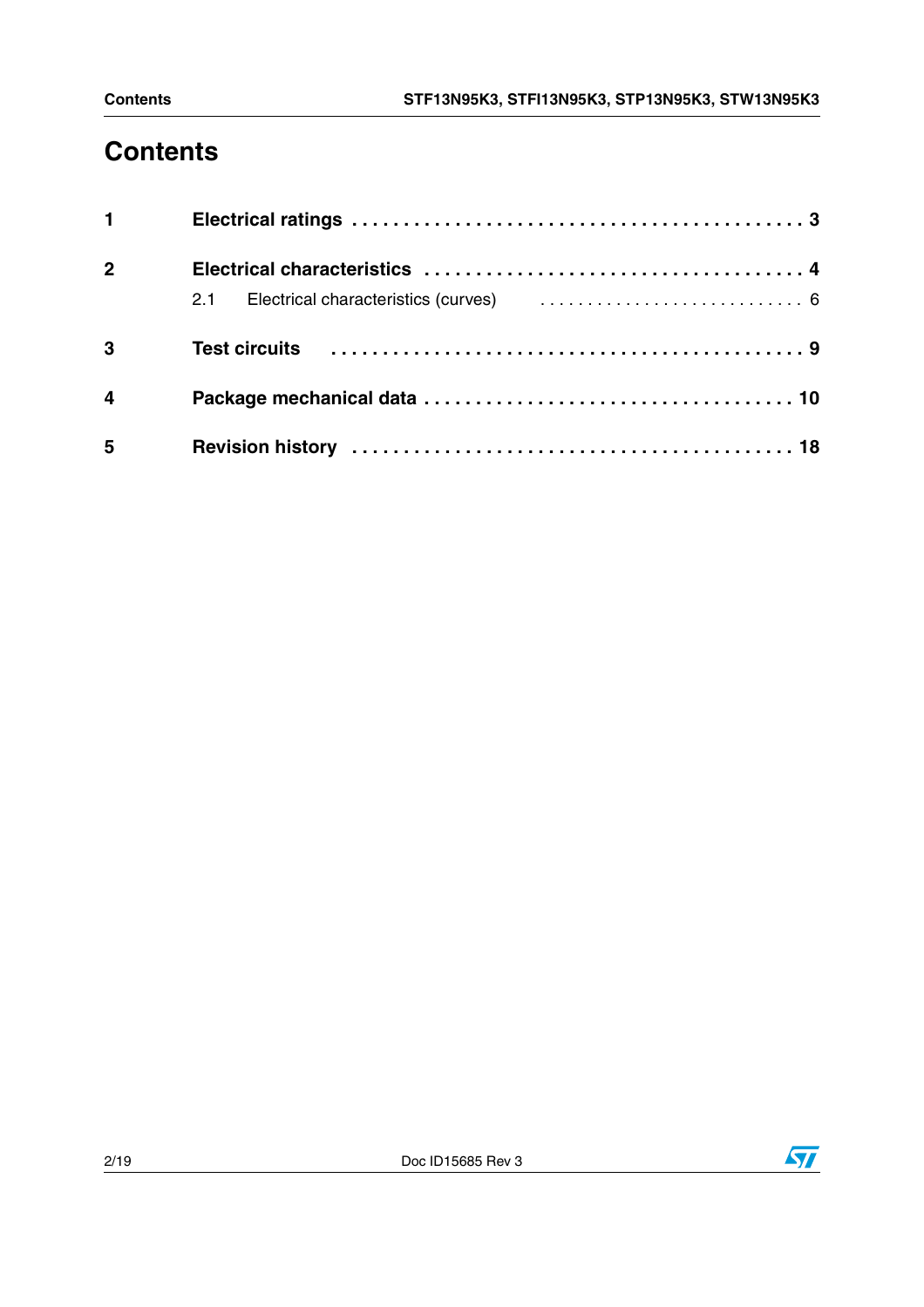# Contents

**1 Electrical ratings** . . . . . . . . . . . . . . . . . . . . . . . . . . . . . . . . . . . . . . . . . . . **3**

**2 Electrical characteristics** . . . . . . . . . . . . . . . . . . . . . . . . . . . . . . . . . . . . . **4**

2.1 Electrical characteristics (curves) . . . . . . . . . . . . . . . . . . . . . . . . . . . . 6

**3 Test circuits** . . . . . . . . . . . . . . . . . . . . . . . . . . . . . . . . . . . . . . . . . . . . . . **9**

**4 Package mechanical data** . . . . . . . . . . . . . . . . . . . . . . . . . . . . . . . . . . . **10**

**5 Revision history** . . . . . . . . . . . . . . . . . . . . . . . . . . . . . . . . . . . . . . . . . . **18**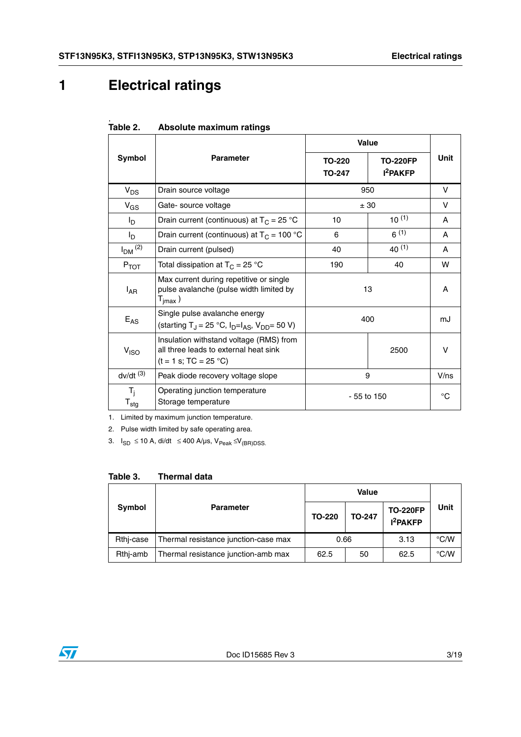# 1 Electrical ratings

**Table 2. Absolute maximum ratings**

| Symbol | Parameter | Value | | Unit |
|---|---|---|---|---|
| | | TO-220 TO-247 | TO-220FP $I^2PAKFP$ | |
| $V_{DS}$ | Drain source voltage | 950 | | V |
| $V_{GS}$ | Gate- source voltage | ± 30 | | V |
| $I_D$ | Drain current (continuous) at $T_C$ = 25 °C | 10 | 10 (1) | A |
| $I_D$ | Drain current (continuous) at $T_C$ = 100 °C | 6 | 6 (1) | A |
| $I_{DM}$ (2) | Drain current (pulsed) | 40 | 40 (1) | A |
| $P_{TOT}$ | Total dissipation at $T_C$ = 25 °C | 190 | 40 | W |
| $I_{AR}$ | Max current during repetitive or single pulse avalanche (pulse width limited by $T_{jmax}$ ) | 13 | | A |
| $E_{AS}$ | Single pulse avalanche energy (starting $T_J$ = 25 °C, $I_D$=$I_{AS}$, $V_{DD}$= 50 V) | 400 | | mJ |
| $V_{ISO}$ | Insulation withstand voltage (RMS) from all three leads to external heat sink (t = 1 s; TC = 25 °C) | | 2500 | V |
| dv/dt (3) | Peak diode recovery voltage slope | 9 | | V/ns |
| $T_j$ $T_{stg}$ | Operating junction temperature Storage temperature | - 55 to 150 | | °C |

1. Limited by maximum junction temperature.
2. Pulse width limited by safe operating area.
3. $I_{SD}$ ≤ 10 A, di/dt ≤ 400 A/µs, $V_{Peak}$ ≤ $V_{(BR)DSS}$.

**Table 3. Thermal data**

| Symbol | Parameter | Value | | | Unit |
|---|---|---|---|---|---|
| | | TO-220 | TO-247 | TO-220FP $I^2PAKFP$ | |
| Rthj-case | Thermal resistance junction-case max | 0.66 | | 3.13 | °C/W |
| Rthj-amb | Thermal resistance junction-amb max | 62.5 | 50 | 62.5 | °C/W |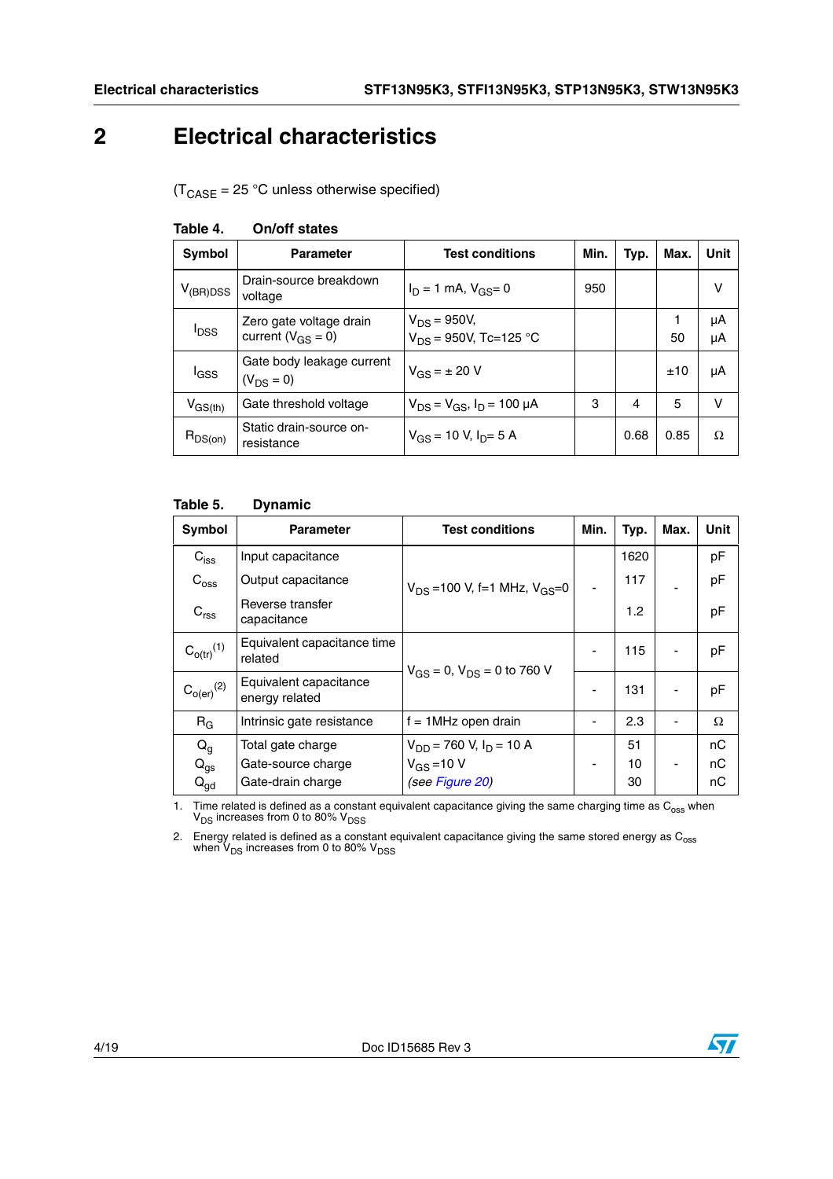# 2 Electrical characteristics

($T_{CASE}$ = 25 °C unless otherwise specified)

**Table 4. On/off states**

| Symbol | Parameter | Test conditions | Min. | Typ. | Max. | Unit |
|---|---|---|---|---|---|---|
| $V_{(BR)DSS}$ | Drain-source breakdown voltage | $I_D$ = 1 mA, $V_{GS}$= 0 | 950 | | | V |
| $I_{DSS}$ | Zero gate voltage drain current ($V_{GS}$ = 0) | $V_{DS}$ = 950V, <br> $V_{DS}$ = 950V, Tc=125 °C | | | 1 <br> 50 | µA <br> µA |
| $I_{GSS}$ | Gate body leakage current ($V_{DS}$ = 0) | $V_{GS}$ = ± 20 V | | | ±10 | µA |
| $V_{GS(th)}$ | Gate threshold voltage | $V_{DS}$ = $V_{GS}$, $I_D$ = 100 µA | 3 | 4 | 5 | V |
| $R_{DS(on)}$ | Static drain-source on-resistance | $V_{GS}$ = 10 V, $I_D$= 5 A | | 0.68 | 0.85 | Ω |

**Table 5. Dynamic**

| Symbol | Parameter | Test conditions | Min. | Typ. | Max. | Unit |
|---|---|---|---|---|---|---|
| $C_{iss}$ <br> $C_{oss}$ <br> $C_{rss}$ | Input capacitance <br> Output capacitance <br> Reverse transfer capacitance | $V_{DS}$ =100 V, f=1 MHz, $V_{GS}$=0 | - | 1620 <br> 117 <br> 1.2 | - | pF <br> pF <br> pF |
| $C_{o(tr)}$ [(1)] | Equivalent capacitance time related | $V_{GS}$ = 0, $V_{DS}$ = 0 to 760 V | - | 115 | - | pF |
| $C_{o(er)}$ [(2)] | Equivalent capacitance energy related | $V_{GS}$ = 0, $V_{DS}$ = 0 to 760 V | - | 131 | - | pF |
| $R_G$ | Intrinsic gate resistance | f = 1MHz open drain | - | 2.3 | - | Ω |
| $Q_g$ <br> $Q_{gs}$ <br> $Q_{gd}$ | Total gate charge <br> Gate-source charge <br> Gate-drain charge | $V_{DD}$ = 760 V, $I_D$ = 10 A <br> $V_{GS}$ =10 V <br> *(see Figure 20)* | - | 51 <br> 10 <br> 30 | - | nC <br> nC <br> nC |

1. Time related is defined as a constant equivalent capacitance giving the same charging time as $C_{oss}$ when $V_{DS}$ increases from 0 to 80% $V_{DSS}$
2. Energy related is defined as a constant equivalent capacitance giving the same stored energy as $C_{oss}$ when $V_{DS}$ increases from 0 to 80% $V_{DSS}$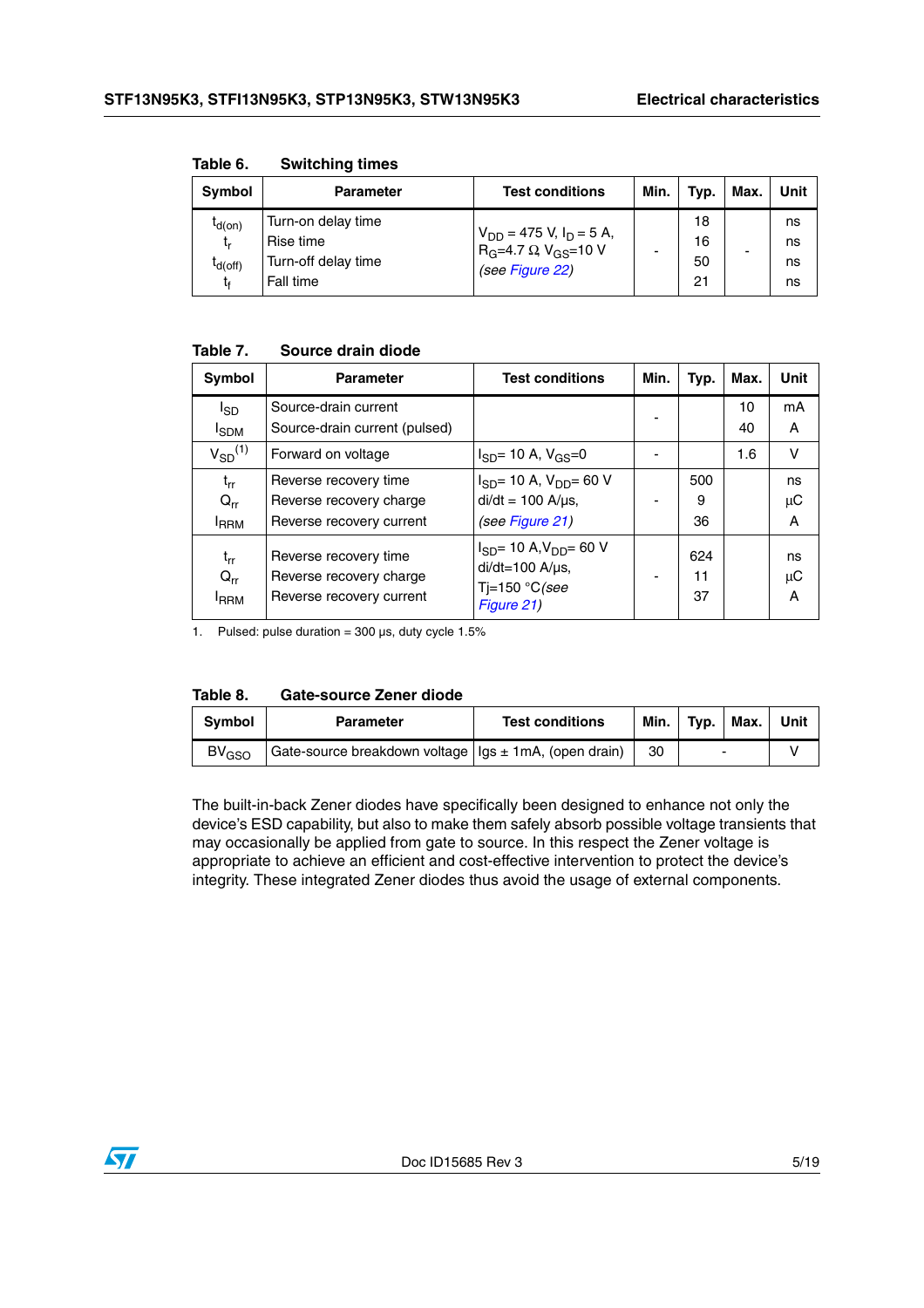**Table 6. Switching times**

| Symbol | Parameter | Test conditions | Min. | Typ. | Max. | Unit |
|---|---|---|---|---|---|---|
| $t_{d(on)}$<br>$t_r$<br>$t_{d(off)}$<br>$t_f$ | Turn-on delay time<br>Rise time<br>Turn-off delay time<br>Fall time | $V_{DD}$ = 475 V, $I_D$ = 5 A, $R_G$=4.7 Ω $V_{GS}$=10 V<br>*(see Figure 22)* | - | 18<br>16<br>50<br>21 | - | ns<br>ns<br>ns<br>ns |

**Table 7. Source drain diode**

| Symbol | Parameter | Test conditions | Min. | Typ. | Max. | Unit |
|---|---|---|---|---|---|---|
| $I_{SD}$<br>$I_{SDM}$ | Source-drain current<br>Source-drain current (pulsed) | | - | | 10<br>40 | mA<br>A |
| $V_{SD}$ (1) | Forward on voltage | $I_{SD}$= 10 A, $V_{GS}$=0 | - | | 1.6 | V |
| $t_{rr}$<br>$Q_{rr}$<br>$I_{RRM}$ | Reverse recovery time<br>Reverse recovery charge<br>Reverse recovery current | $I_{SD}$= 10 A, $V_{DD}$= 60 V<br>di/dt = 100 A/µs,<br>*(see Figure 21)* | - | 500<br>9<br>36 | | ns<br>µC<br>A |
| $t_{rr}$<br>$Q_{rr}$<br>$I_{RRM}$ | Reverse recovery time<br>Reverse recovery charge<br>Reverse recovery current | $I_{SD}$= 10 A, $V_{DD}$= 60 V<br>di/dt=100 A/µs,<br>Tj=150 °C*(see Figure 21)* | - | 624<br>11<br>37 | | ns<br>µC<br>A |

1. Pulsed: pulse duration = 300 µs, duty cycle 1.5%

**Table 8. Gate-source Zener diode**

| Symbol | Parameter | Test conditions | Min. | Typ. | Max. | Unit |
|---|---|---|---|---|---|---|
| $BV_{GSO}$ | Gate-source breakdown voltage | Igs ± 1mA, (open drain) | 30 | - | | V |

The built-in-back Zener diodes have specifically been designed to enhance not only the device's ESD capability, but also to make them safely absorb possible voltage transients that may occasionally be applied from gate to source. In this respect the Zener voltage is appropriate to achieve an efficient and cost-effective intervention to protect the device's integrity. These integrated Zener diodes thus avoid the usage of external components.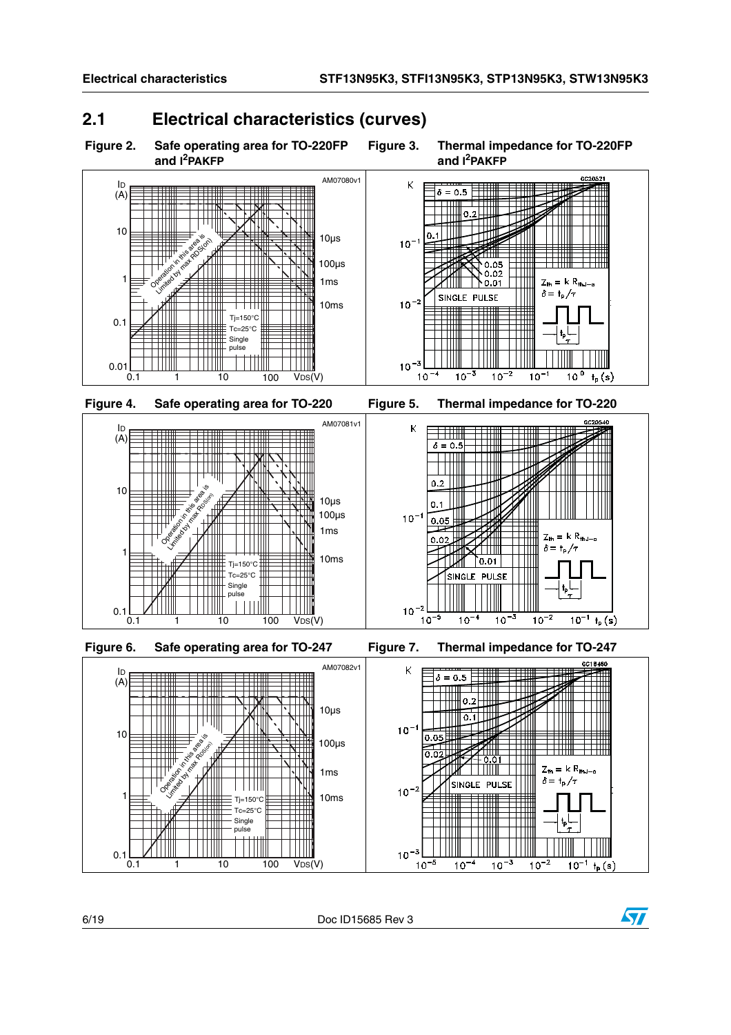## 2.1 Electrical characteristics (curves)

Figure 2. Safe operating area for TO-220FP and I[2]PAKFP

Figure 3. Thermal impedance for TO-220FP and I[2]PAKFP

Figure 4. Safe operating area for TO-220

Figure 5. Thermal impedance for TO-220

Figure 6. Safe operating area for TO-247

Figure 7. Thermal impedance for TO-247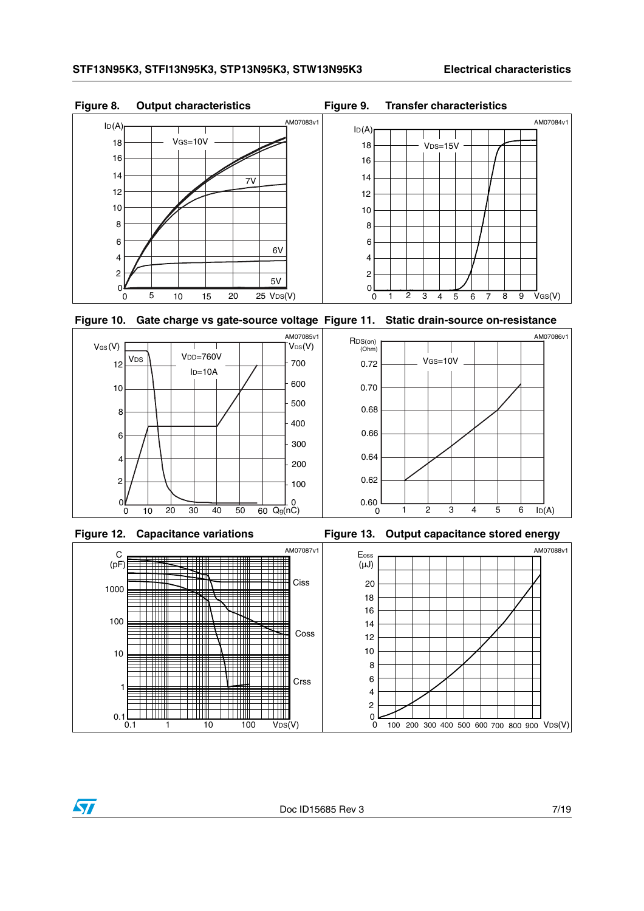Figure 8. Output characteristics

Figure 9. Transfer characteristics

Figure 10. Gate charge vs gate-source voltage

Figure 11. Static drain-source on-resistance

Figure 12. Capacitance variations

Figure 13. Output capacitance stored energy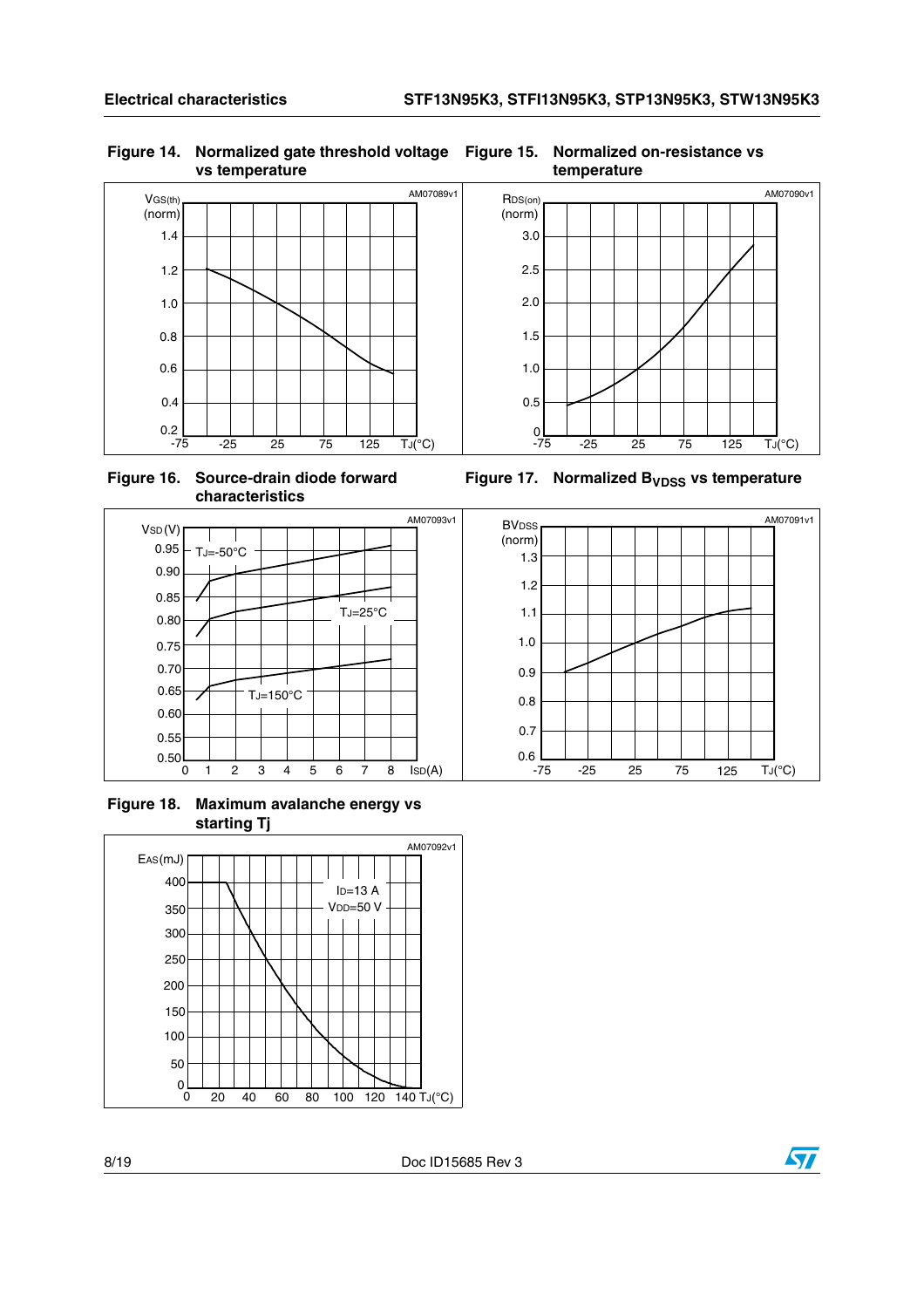**Figure 14. Normalized gate threshold voltage vs temperature**

**Figure 15. Normalized on-resistance vs temperature**

**Figure 16. Source-drain diode forward characteristics**

**Figure 17. Normalized $B_{VDSS}$ vs temperature**

**Figure 18. Maximum avalanche energy vs starting Tj**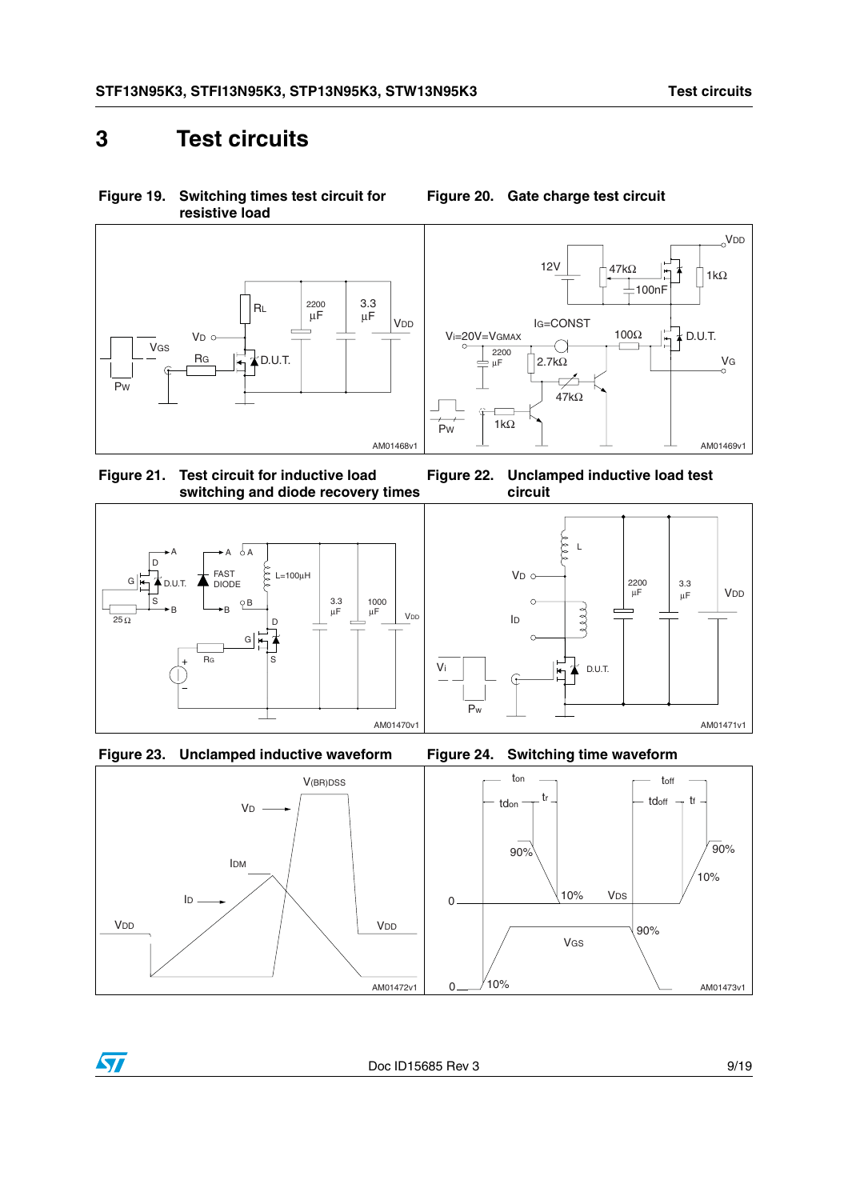# 3 Test circuits

**Figure 19. Switching times test circuit for resistive load**

**Figure 20. Gate charge test circuit**

**Figure 21. Test circuit for inductive load switching and diode recovery times**

**Figure 22. Unclamped inductive load test circuit**

**Figure 23. Unclamped inductive waveform**

**Figure 24. Switching time waveform**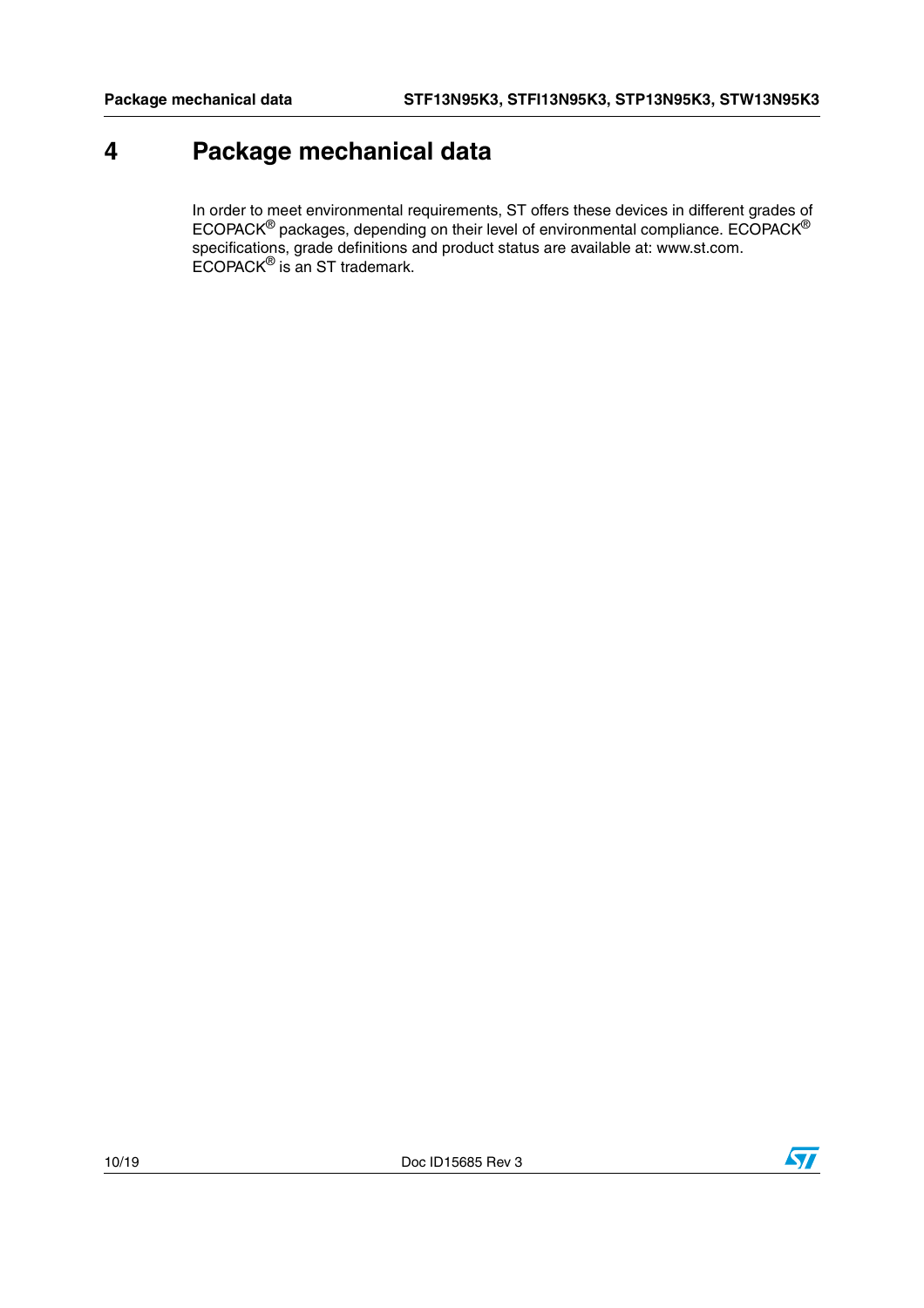# 4 Package mechanical data

In order to meet environmental requirements, ST offers these devices in different grades of ECOPACK® packages, depending on their level of environmental compliance. ECOPACK® specifications, grade definitions and product status are available at: www.st.com. ECOPACK® is an ST trademark.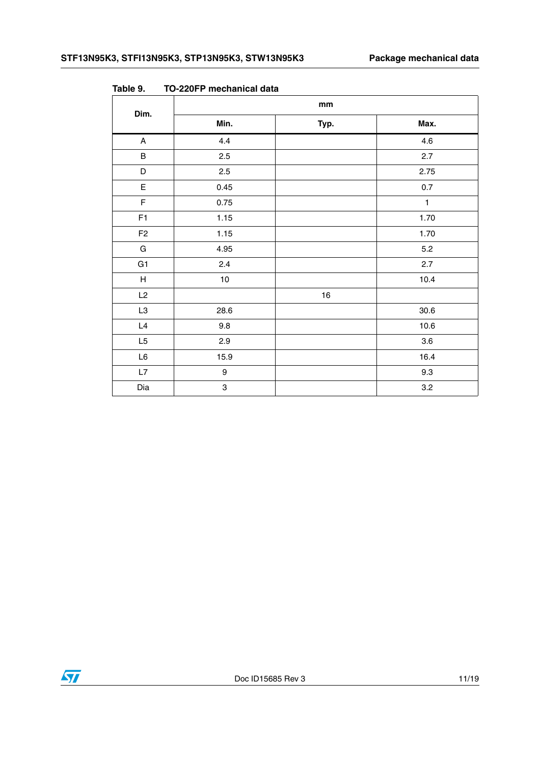Table 9. TO-220FP mechanical data

| Dim. | mm | | |
|---|---|---|---|
| | Min. | Typ. | Max. |
| A | 4.4 | | 4.6 |
| B | 2.5 | | 2.7 |
| D | 2.5 | | 2.75 |
| E | 0.45 | | 0.7 |
| F | 0.75 | | 1 |
| F1 | 1.15 | | 1.70 |
| F2 | 1.15 | | 1.70 |
| G | 4.95 | | 5.2 |
| G1 | 2.4 | | 2.7 |
| H | 10 | | 10.4 |
| L2 | | 16 | |
| L3 | 28.6 | | 30.6 |
| L4 | 9.8 | | 10.6 |
| L5 | 2.9 | | 3.6 |
| L6 | 15.9 | | 16.4 |
| L7 | 9 | | 9.3 |
| Dia | 3 | | 3.2 |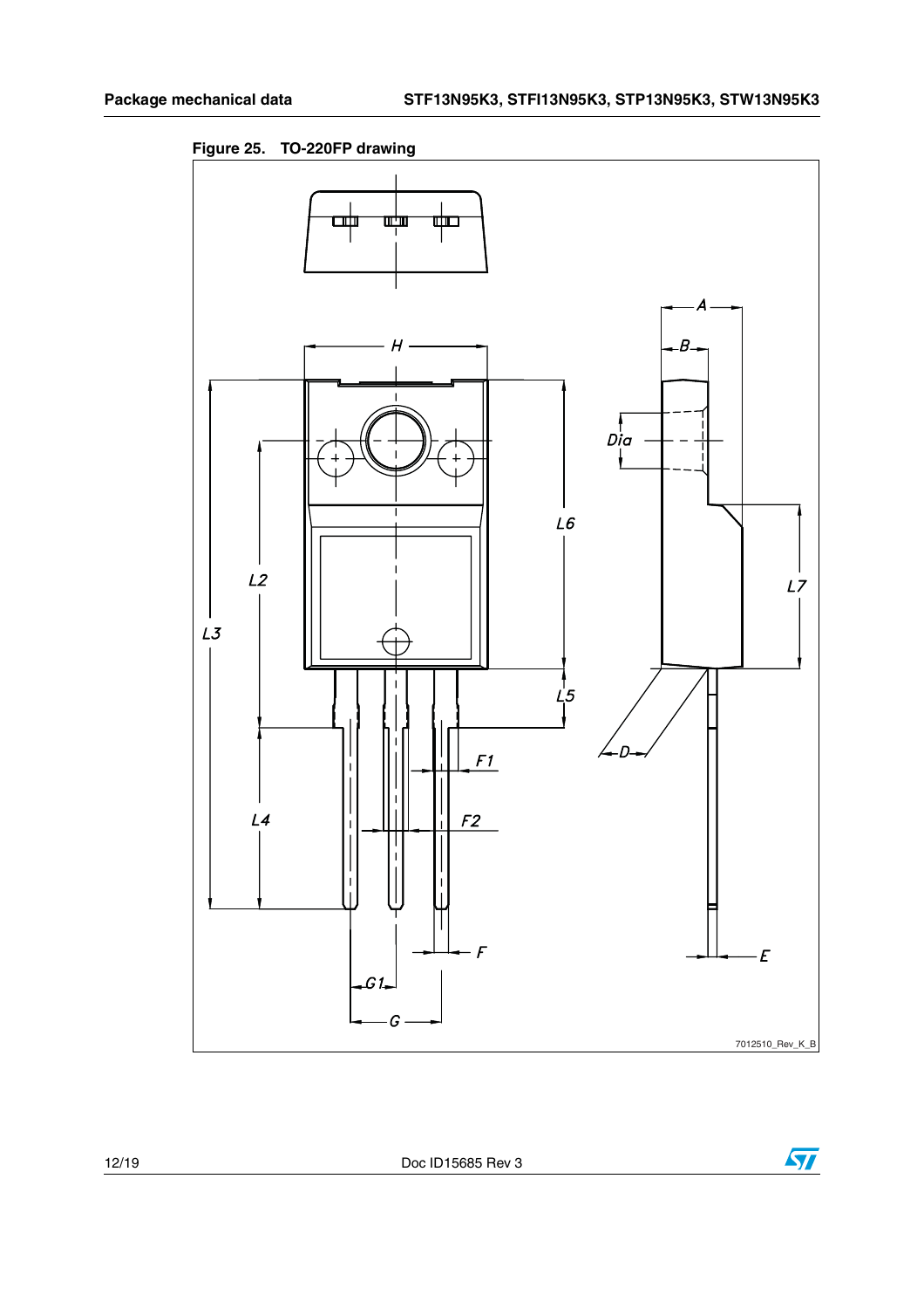**Figure 25. TO-220FP drawing**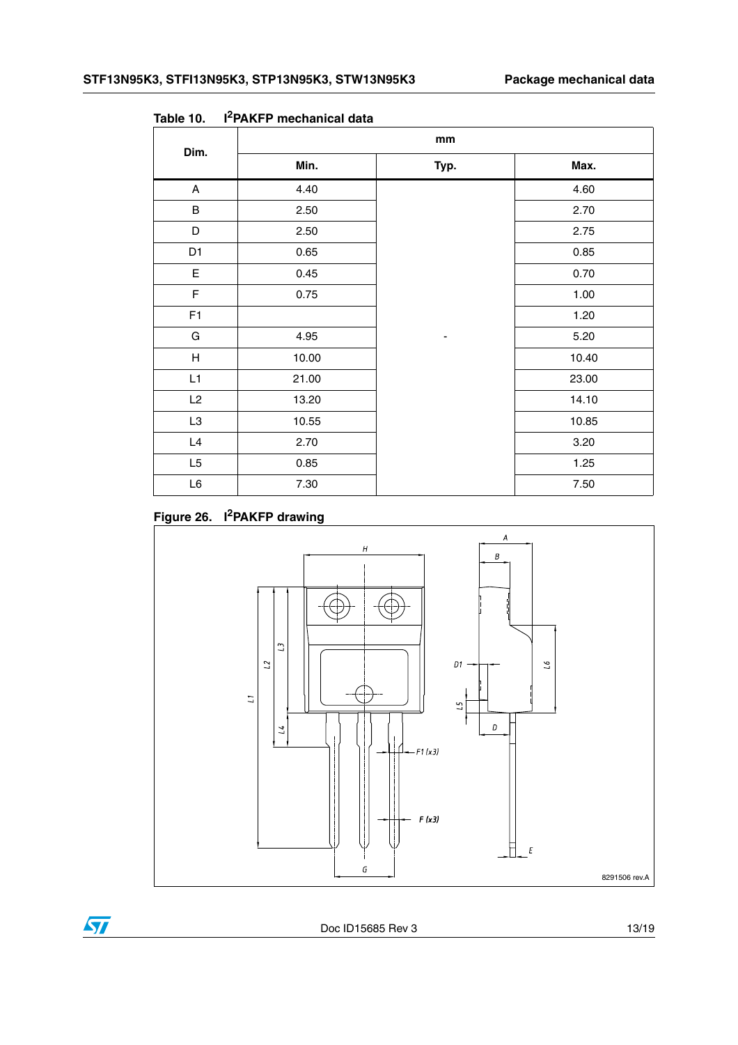Table 10. $I^2$PAKFP mechanical data

| Dim. | mm | | |
|---|---|---|---|
| | Min. | Typ. | Max. |
| A | 4.40 | | 4.60 |
| B | 2.50 | | 2.70 |
| D | 2.50 | | 2.75 |
| D1 | 0.65 | | 0.85 |
| E | 0.45 | | 0.70 |
| F | 0.75 | | 1.00 |
| F1 | | | 1.20 |
| G | 4.95 | - | 5.20 |
| H | 10.00 | | 10.40 |
| L1 | 21.00 | | 23.00 |
| L2 | 13.20 | | 14.10 |
| L3 | 10.55 | | 10.85 |
| L4 | 2.70 | | 3.20 |
| L5 | 0.85 | | 1.25 |
| L6 | 7.30 | | 7.50 |

Figure 26. $I^2$PAKFP drawing

8291506 rev.A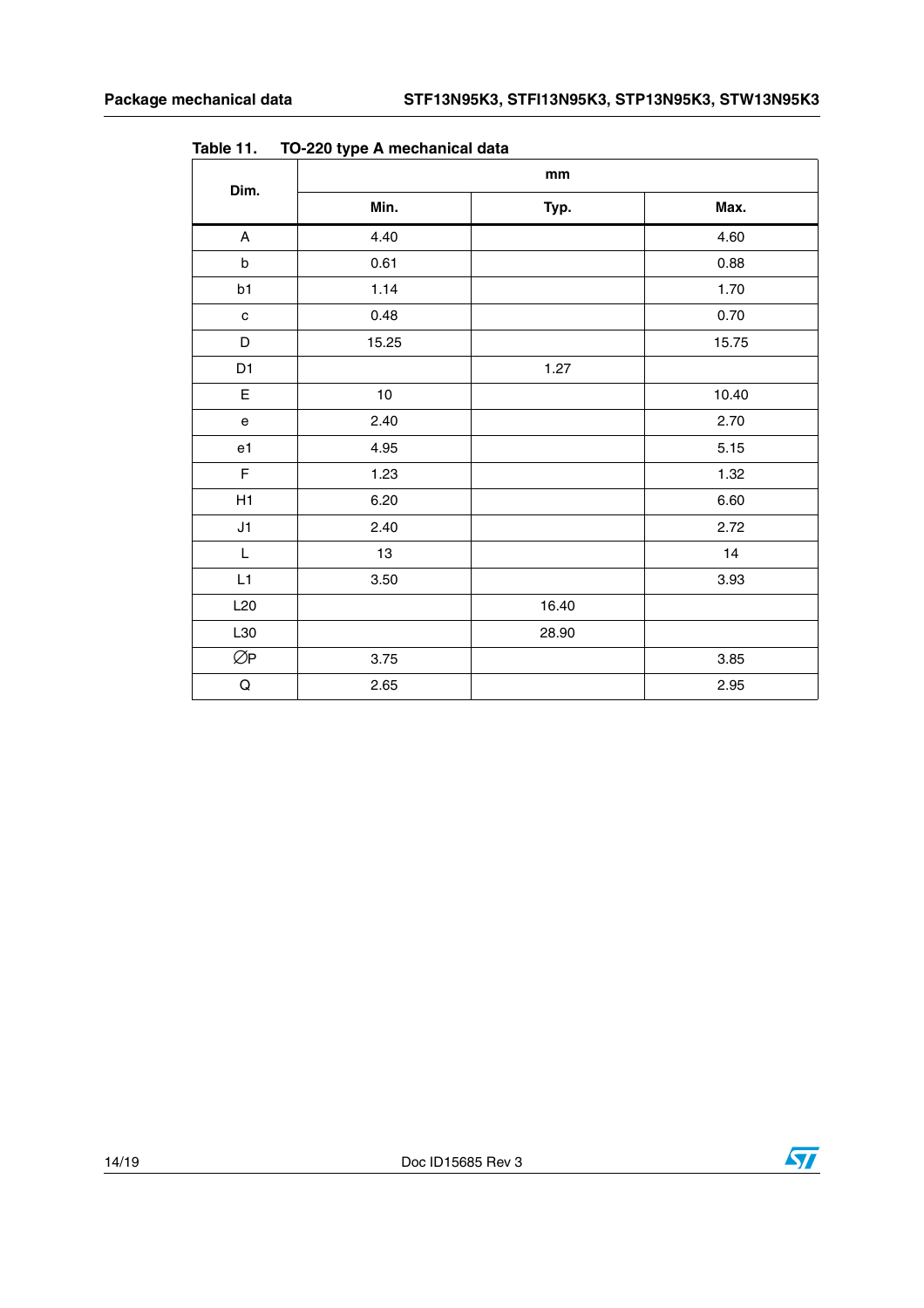Table 11. TO-220 type A mechanical data

| Dim. | mm | | |
|---|---|---|---|
| | Min. | Typ. | Max. |
| A | 4.40 | | 4.60 |
| b | 0.61 | | 0.88 |
| b1 | 1.14 | | 1.70 |
| c | 0.48 | | 0.70 |
| D | 15.25 | | 15.75 |
| D1 | | 1.27 | |
| E | 10 | | 10.40 |
| e | 2.40 | | 2.70 |
| e1 | 4.95 | | 5.15 |
| F | 1.23 | | 1.32 |
| H1 | 6.20 | | 6.60 |
| J1 | 2.40 | | 2.72 |
| L | 13 | | 14 |
| L1 | 3.50 | | 3.93 |
| L20 | | 16.40 | |
| L30 | | 28.90 | |
| ∅P | 3.75 | | 3.85 |
| Q | 2.65 | | 2.95 |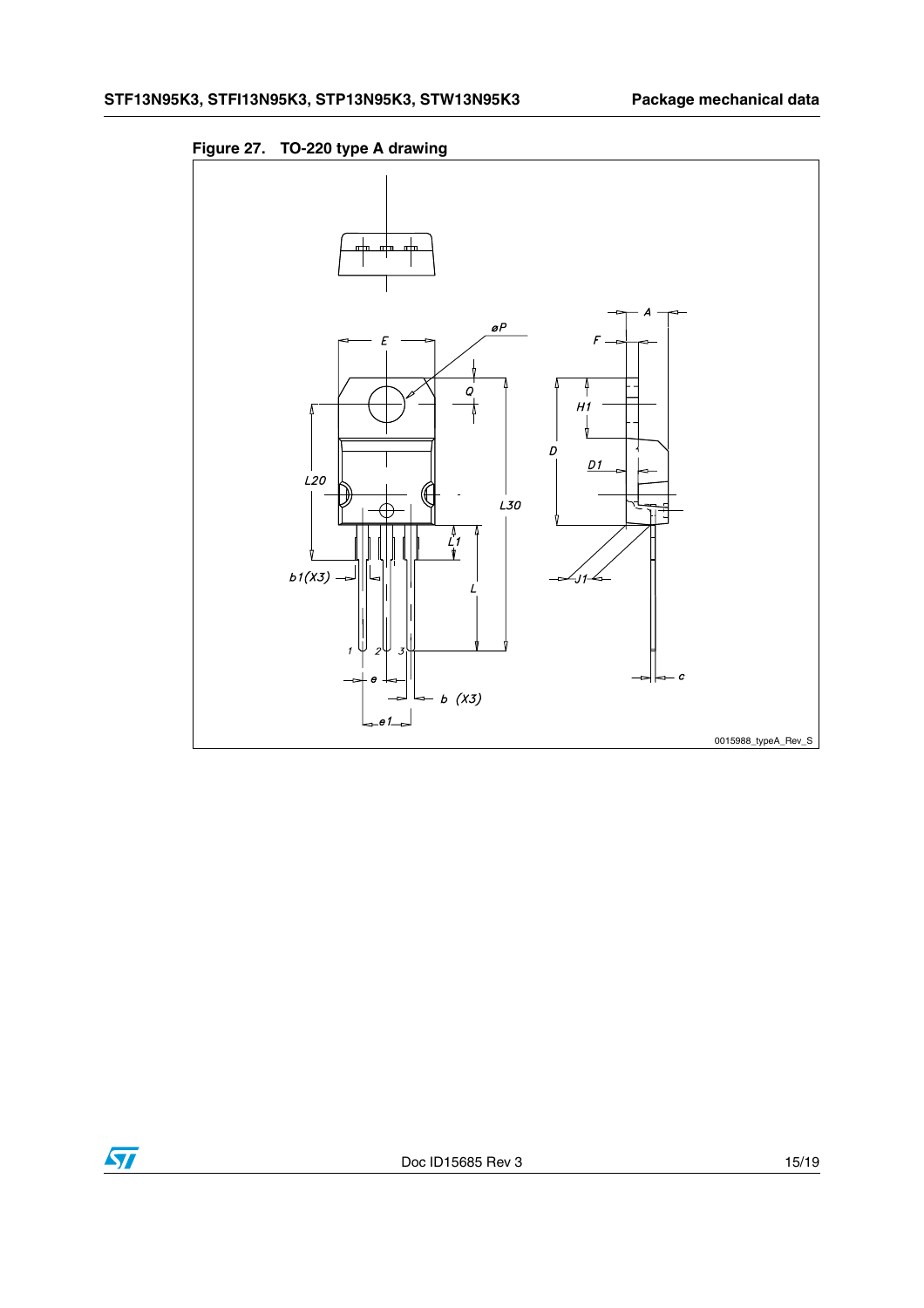Figure 27. TO-220 type A drawing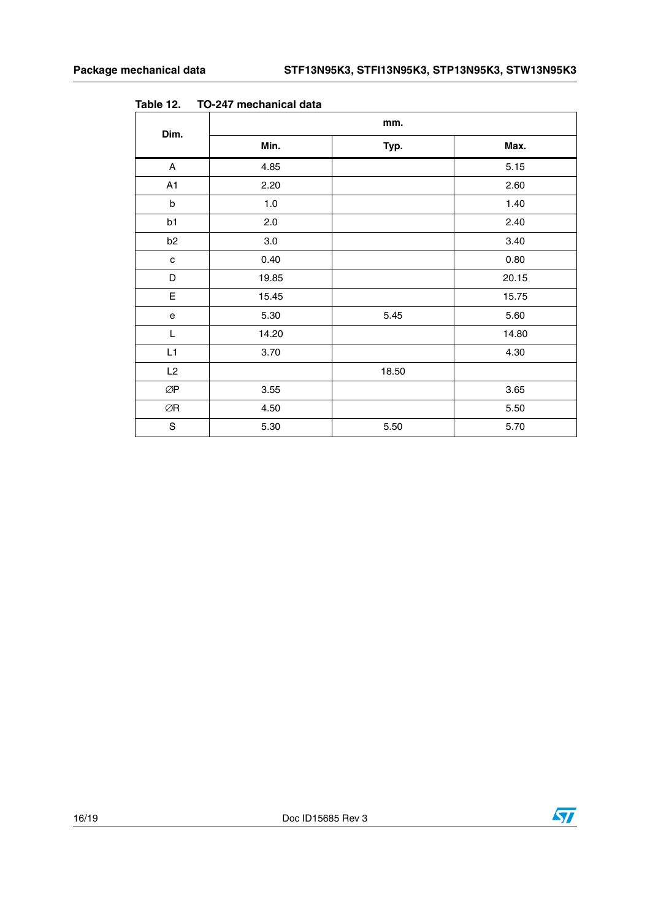Table 12. TO-247 mechanical data

| Dim. | mm. | | |
|---|---|---|---|
| | Min. | Typ. | Max. |
| A | 4.85 | | 5.15 |
| A1 | 2.20 | | 2.60 |
| b | 1.0 | | 1.40 |
| b1 | 2.0 | | 2.40 |
| b2 | 3.0 | | 3.40 |
| c | 0.40 | | 0.80 |
| D | 19.85 | | 20.15 |
| E | 15.45 | | 15.75 |
| e | 5.30 | 5.45 | 5.60 |
| L | 14.20 | | 14.80 |
| L1 | 3.70 | | 4.30 |
| L2 | | 18.50 | |
| ∅P | 3.55 | | 3.65 |
| ∅R | 4.50 | | 5.50 |
| S | 5.30 | 5.50 | 5.70 |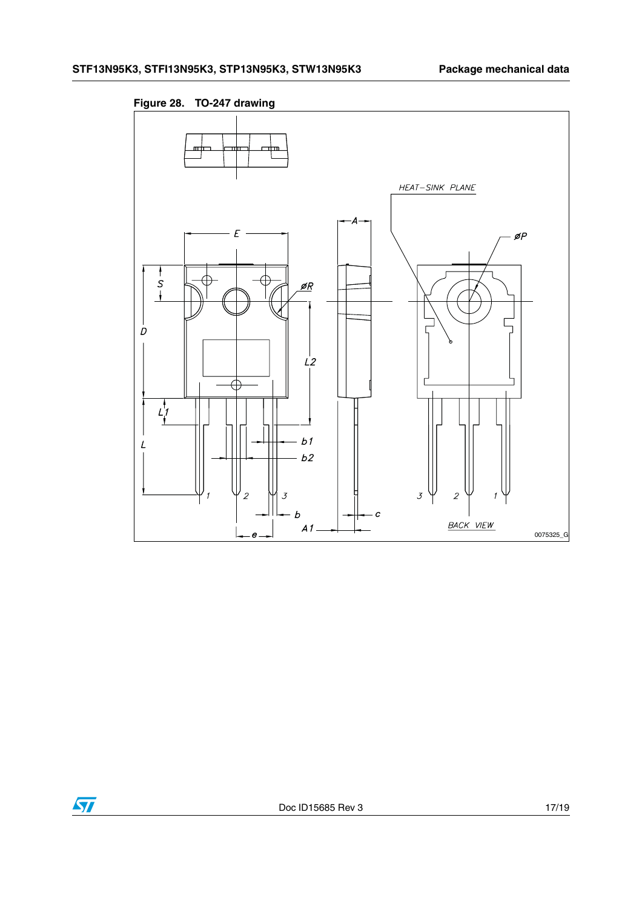Figure 28. TO-247 drawing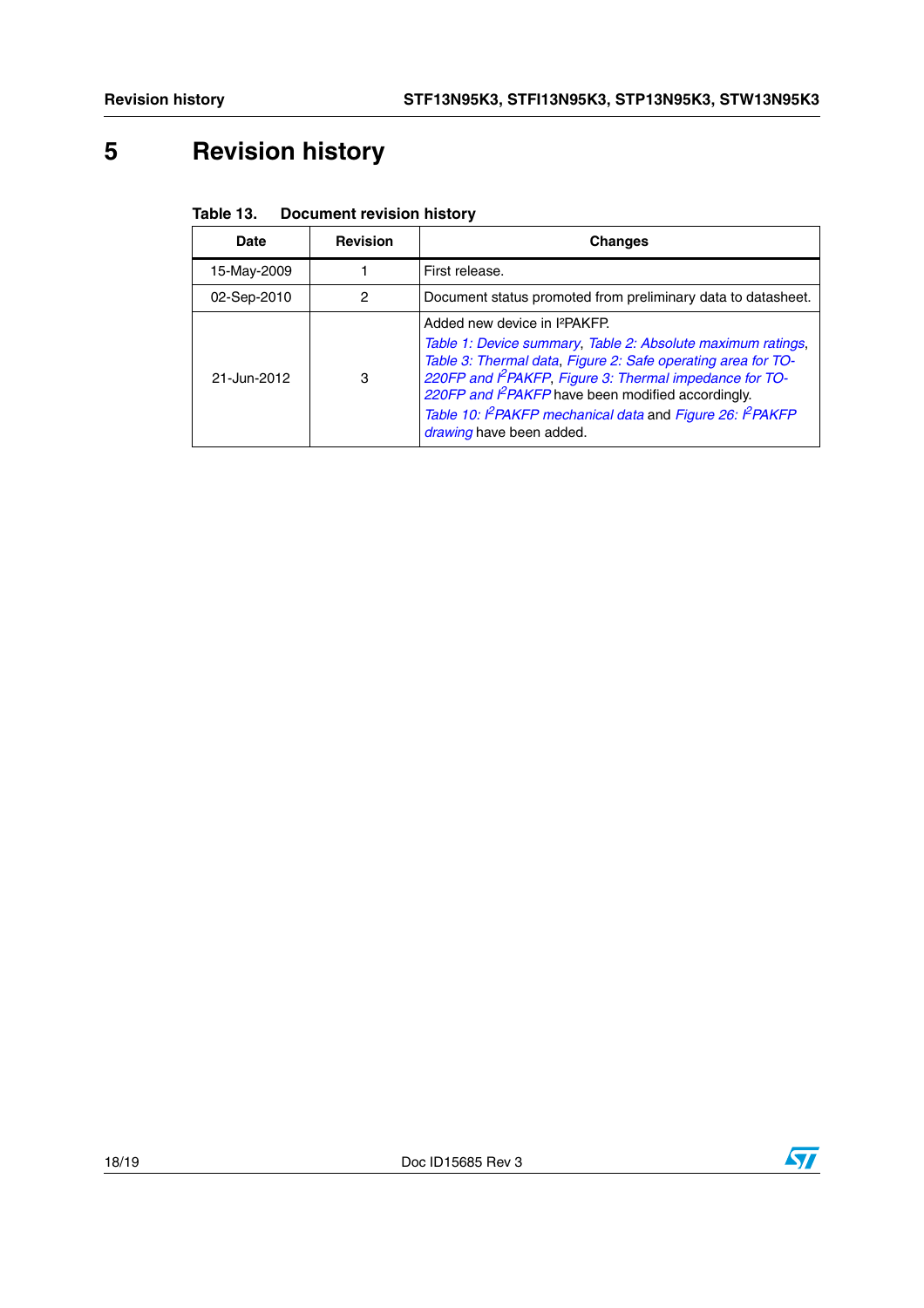# 5 Revision history

**Table 13. Document revision history**

| Date | Revision | Changes |
|---|---|---|
| 15-May-2009 | 1 | First release. |
| 02-Sep-2010 | 2 | Document status promoted from preliminary data to datasheet. |
| 21-Jun-2012 | 3 | Added new device in I²PAKFP.<br>*Table 1: Device summary*, *Table 2: Absolute maximum ratings*, *Table 3: Thermal data*, *Figure 2: Safe operating area for TO-220FP and I²PAKFP*, *Figure 3: Thermal impedance for TO-220FP and I²PAKFP* have been modified accordingly.<br>*Table 10: I²PAKFP mechanical data* and *Figure 26: I²PAKFP drawing* have been added. |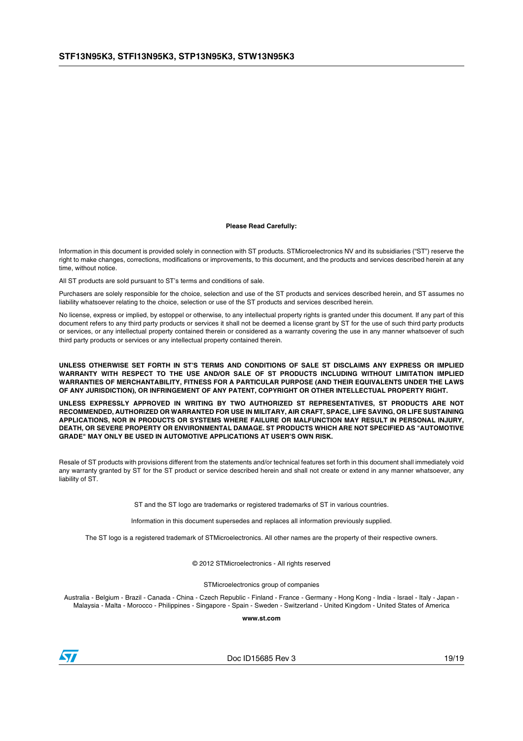**Please Read Carefully:**

Information in this document is provided solely in connection with ST products. STMicroelectronics NV and its subsidiaries ("ST") reserve the right to make changes, corrections, modifications or improvements, to this document, and the products and services described herein at any time, without notice.

All ST products are sold pursuant to ST's terms and conditions of sale.

Purchasers are solely responsible for the choice, selection and use of the ST products and services described herein, and ST assumes no liability whatsoever relating to the choice, selection or use of the ST products and services described herein.

No license, express or implied, by estoppel or otherwise, to any intellectual property rights is granted under this document. If any part of this document refers to any third party products or services it shall not be deemed a license grant by ST for the use of such third party products or services, or any intellectual property contained therein or considered as a warranty covering the use in any manner whatsoever of such third party products or services or any intellectual property contained therein.

**UNLESS OTHERWISE SET FORTH IN ST'S TERMS AND CONDITIONS OF SALE ST DISCLAIMS ANY EXPRESS OR IMPLIED WARRANTY WITH RESPECT TO THE USE AND/OR SALE OF ST PRODUCTS INCLUDING WITHOUT LIMITATION IMPLIED WARRANTIES OF MERCHANTABILITY, FITNESS FOR A PARTICULAR PURPOSE (AND THEIR EQUIVALENTS UNDER THE LAWS OF ANY JURISDICTION), OR INFRINGEMENT OF ANY PATENT, COPYRIGHT OR OTHER INTELLECTUAL PROPERTY RIGHT.**

**UNLESS EXPRESSLY APPROVED IN WRITING BY TWO AUTHORIZED ST REPRESENTATIVES, ST PRODUCTS ARE NOT RECOMMENDED, AUTHORIZED OR WARRANTED FOR USE IN MILITARY, AIR CRAFT, SPACE, LIFE SAVING, OR LIFE SUSTAINING APPLICATIONS, NOR IN PRODUCTS OR SYSTEMS WHERE FAILURE OR MALFUNCTION MAY RESULT IN PERSONAL INJURY, DEATH, OR SEVERE PROPERTY OR ENVIRONMENTAL DAMAGE. ST PRODUCTS WHICH ARE NOT SPECIFIED AS "AUTOMOTIVE GRADE" MAY ONLY BE USED IN AUTOMOTIVE APPLICATIONS AT USER'S OWN RISK.**

Resale of ST products with provisions different from the statements and/or technical features set forth in this document shall immediately void any warranty granted by ST for the ST product or service described herein and shall not create or extend in any manner whatsoever, any liability of ST.

ST and the ST logo are trademarks or registered trademarks of ST in various countries.

Information in this document supersedes and replaces all information previously supplied.

The ST logo is a registered trademark of STMicroelectronics. All other names are the property of their respective owners.

© 2012 STMicroelectronics - All rights reserved

STMicroelectronics group of companies

Australia - Belgium - Brazil - Canada - China - Czech Republic - Finland - France - Germany - Hong Kong - India - Israel - Italy - Japan - Malaysia - Malta - Morocco - Philippines - Singapore - Spain - Sweden - Switzerland - United Kingdom - United States of America

**www.st.com**